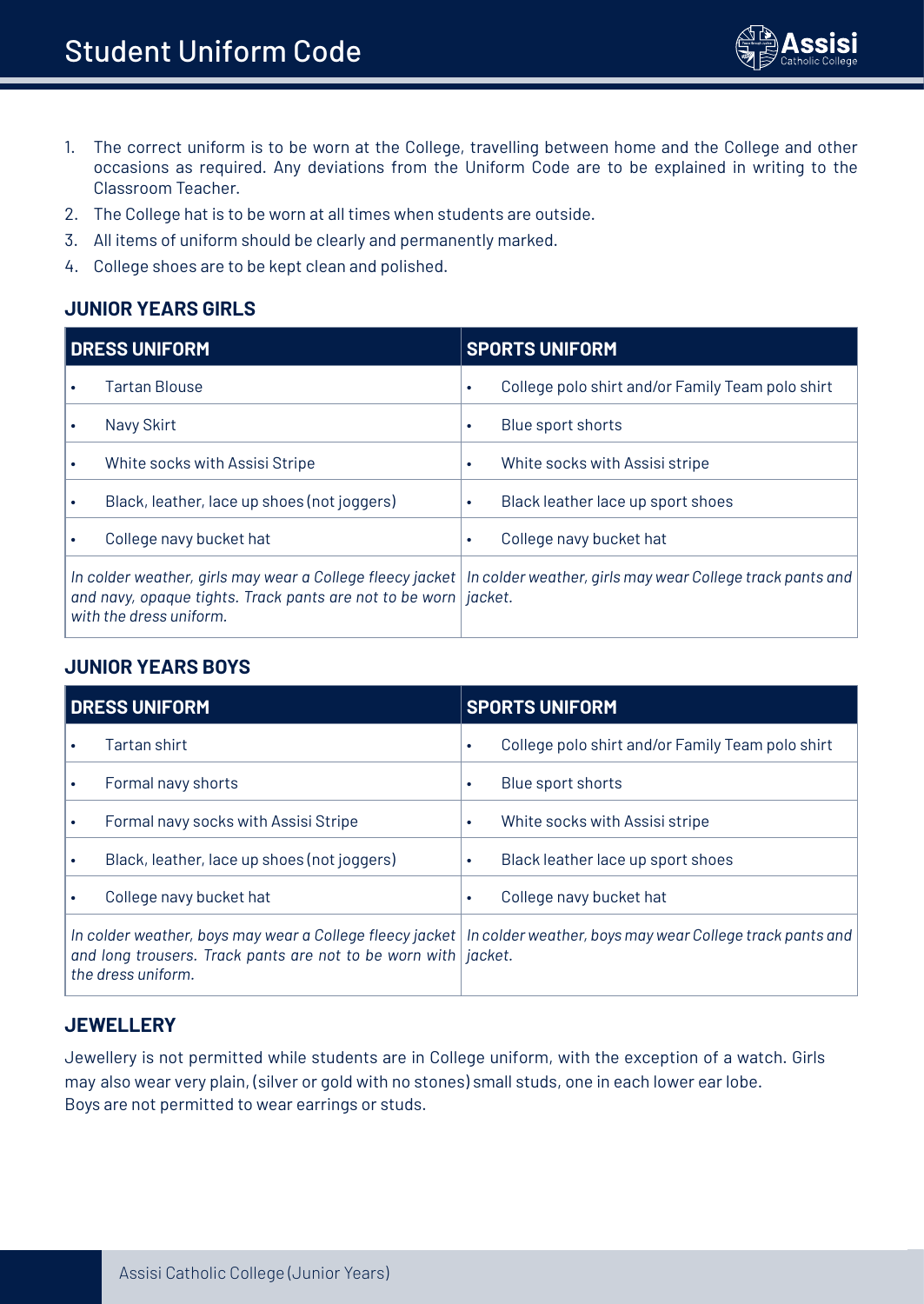# Student Uniform Code

1. The correct uniform is to be worn at the College, travelling between home and the College and other occasions as required. Any deviations from the Uniform Code are to be explained in writing to the Classroom Teacher.
2. The College hat is to be worn at all times when students are outside.
3. All items of uniform should be clearly and permanently marked.
4. College shoes are to be kept clean and polished.

## JUNIOR YEARS GIRLS

| DRESS UNIFORM | SPORTS UNIFORM |
|---|---|
| • Tartan Blouse | • College polo shirt and/or Family Team polo shirt |
| • Navy Skirt | • Blue sport shorts |
| • White socks with Assisi Stripe | • White socks with Assisi stripe |
| • Black, leather, lace up shoes (not joggers) | • Black leather lace up sport shoes |
| • College navy bucket hat | • College navy bucket hat |
| *In colder weather, girls may wear a College fleecy jacket and navy, opaque tights. Track pants are not to be worn with the dress uniform.* | *In colder weather, girls may wear College track pants and jacket.* |

## JUNIOR YEARS BOYS

| DRESS UNIFORM | SPORTS UNIFORM |
|---|---|
| • Tartan shirt | • College polo shirt and/or Family Team polo shirt |
| • Formal navy shorts | • Blue sport shorts |
| • Formal navy socks with Assisi Stripe | • White socks with Assisi stripe |
| • Black, leather, lace up shoes (not joggers) | • Black leather lace up sport shoes |
| • College navy bucket hat | • College navy bucket hat |
| *In colder weather, boys may wear a College fleecy jacket and long trousers. Track pants are not to be worn with the dress uniform.* | *In colder weather, boys may wear College track pants and jacket.* |

## JEWELLERY

Jewellery is not permitted while students are in College uniform, with the exception of a watch. Girls may also wear very plain, (silver or gold with no stones) small studs, one in each lower ear lobe.
Boys are not permitted to wear earrings or studs.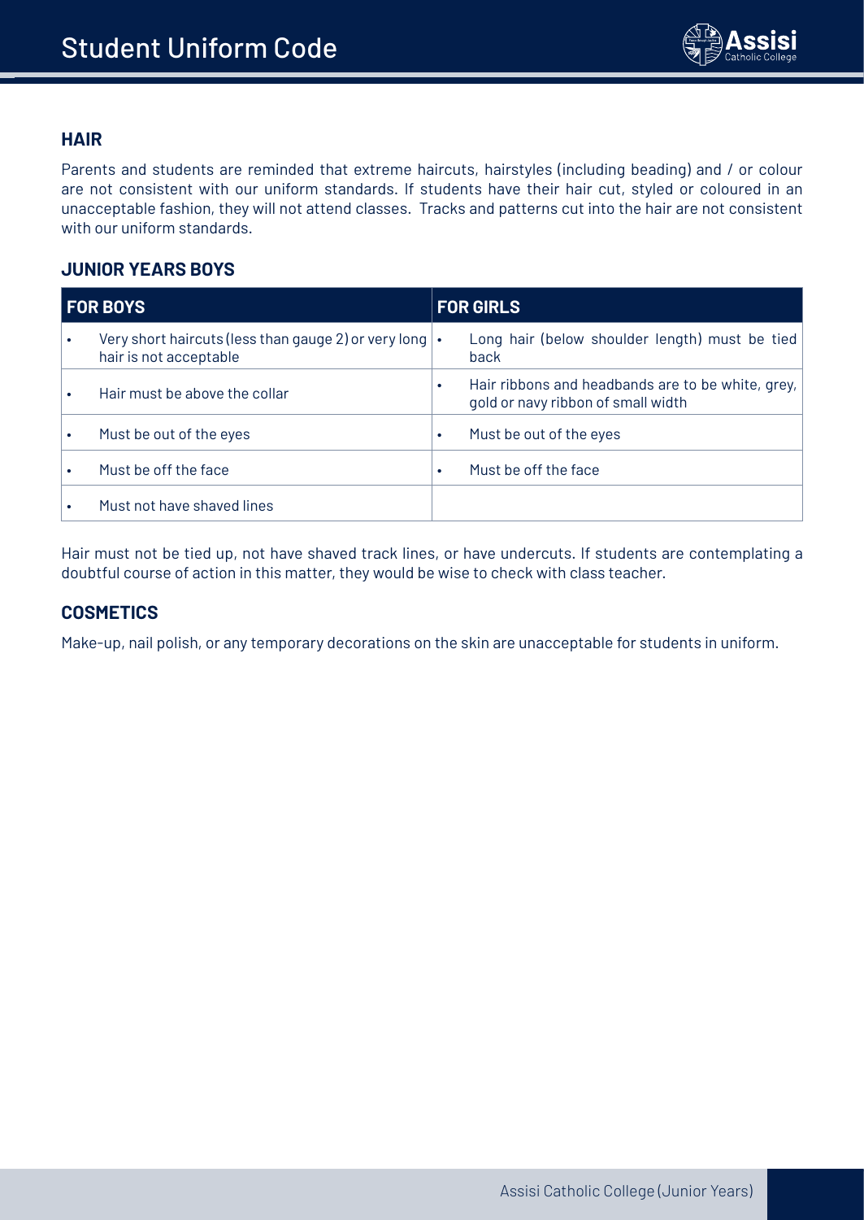# Student Uniform Code

## HAIR

Parents and students are reminded that extreme haircuts, hairstyles (including beading) and / or colour are not consistent with our uniform standards. If students have their hair cut, styled or coloured in an unacceptable fashion, they will not attend classes. Tracks and patterns cut into the hair are not consistent with our uniform standards.

## JUNIOR YEARS BOYS

| FOR BOYS | FOR GIRLS |
|---|---|
| • Very short haircuts (less than gauge 2) or very long hair is not acceptable | • Long hair (below shoulder length) must be tied back |
| • Hair must be above the collar | • Hair ribbons and headbands are to be white, grey, gold or navy ribbon of small width |
| • Must be out of the eyes | • Must be out of the eyes |
| • Must be off the face | • Must be off the face |
| • Must not have shaved lines | |

Hair must not be tied up, not have shaved track lines, or have undercuts. If students are contemplating a doubtful course of action in this matter, they would be wise to check with class teacher.

## COSMETICS

Make-up, nail polish, or any temporary decorations on the skin are unacceptable for students in uniform.